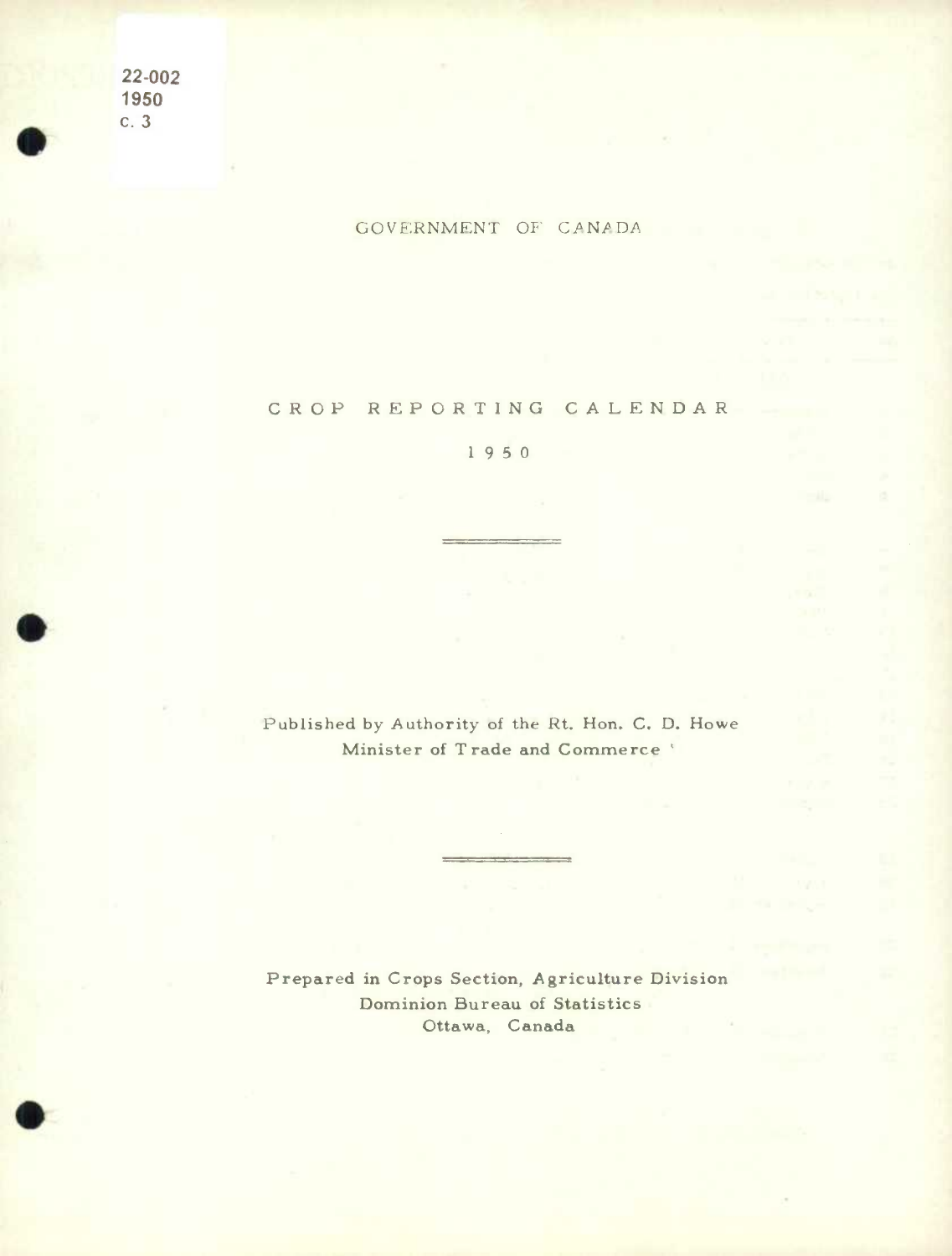22-002
1950
c. 3

GOVERNMENT OF CANADA

# CROP REPORTING CALENDAR

1950

Published by Authority of the Rt. Hon. C. D. Howe
Minister of Trade and Commerce

Prepared in Crops Section, Agriculture Division
Dominion Bureau of Statistics
Ottawa, Canada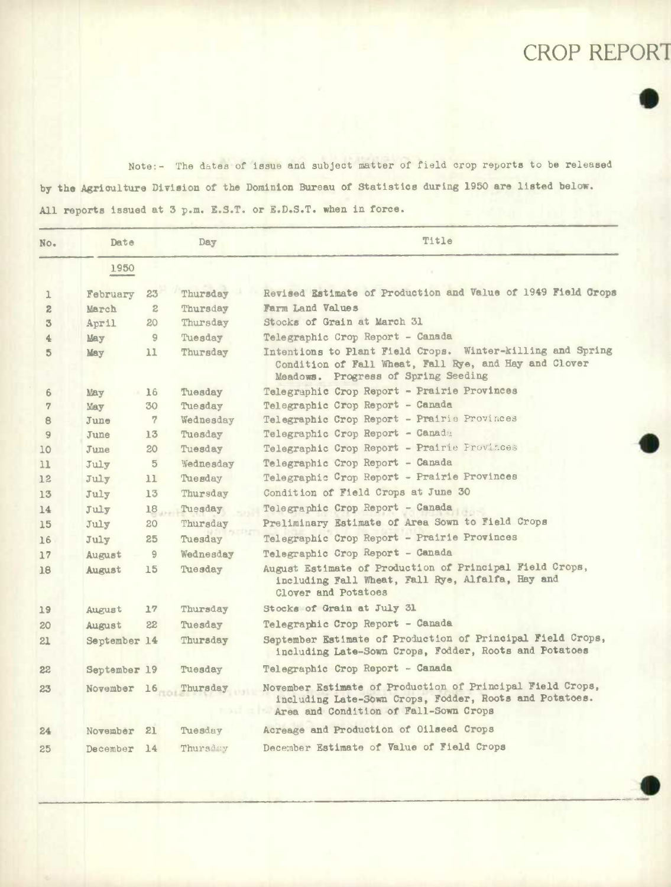# CROP REPORT

Note:- The dates of issue and subject matter of field crop reports to be released by the Agriculture Division of the Dominion Bureau of Statistics during 1950 are listed below. All reports issued at 3 p.m. E.S.T. or E.D.S.T. when in force.

| No. | Date | | Day | Title |
|---|---|---|---|---|
| | 1950 | | | |
| 1 | February | 23 | Thursday | Revised Estimate of Production and Value of 1949 Field Crops |
| 2 | March | 2 | Thursday | Farm Land Values |
| 3 | April | 20 | Thursday | Stocks of Grain at March 31 |
| 4 | May | 9 | Tuesday | Telegraphic Crop Report - Canada |
| 5 | May | 11 | Thursday | Intentions to Plant Field Crops. Winter-killing and Spring Condition of Fall Wheat, Fall Rye, and Hay and Clover Meadows. Progress of Spring Seeding |
| 6 | May | 16 | Tuesday | Telegraphic Crop Report - Prairie Provinces |
| 7 | May | 30 | Tuesday | Telegraphic Crop Report - Canada |
| 8 | June | 7 | Wednesday | Telegraphic Crop Report - Prairie Provinces |
| 9 | June | 13 | Tuesday | Telegraphic Crop Report - Canada |
| 10 | June | 20 | Tuesday | Telegraphic Crop Report - Prairie Provinces |
| 11 | July | 5 | Wednesday | Telegraphic Crop Report - Canada |
| 12 | July | 11 | Tuesday | Telegraphic Crop Report - Prairie Provinces |
| 13 | July | 13 | Thursday | Condition of Field Crops at June 30 |
| 14 | July | 18 | Tuesday | Telegraphic Crop Report - Canada |
| 15 | July | 20 | Thursday | Preliminary Estimate of Area Sown to Field Crops |
| 16 | July | 25 | Tuesday | Telegraphic Crop Report - Prairie Provinces |
| 17 | August | 9 | Wednesday | Telegraphic Crop Report - Canada |
| 18 | August | 15 | Tuesday | August Estimate of Production of Principal Field Crops, including Fall Wheat, Fall Rye, Alfalfa, Hay and Clover and Potatoes |
| 19 | August | 17 | Thursday | Stocks of Grain at July 31 |
| 20 | August | 22 | Tuesday | Telegraphic Crop Report - Canada |
| 21 | September | 14 | Thursday | September Estimate of Production of Principal Field Crops, including Late-Sown Crops, Fodder, Roots and Potatoes |
| 22 | September | 19 | Tuesday | Telegraphic Crop Report - Canada |
| 23 | November | 16 | Thursday | November Estimate of Production of Principal Field Crops, including Late-Sown Crops, Fodder, Roots and Potatoes. Area and Condition of Fall-Sown Crops |
| 24 | November | 21 | Tuesday | Acreage and Production of Oilseed Crops |
| 25 | December | 14 | Thursday | December Estimate of Value of Field Crops |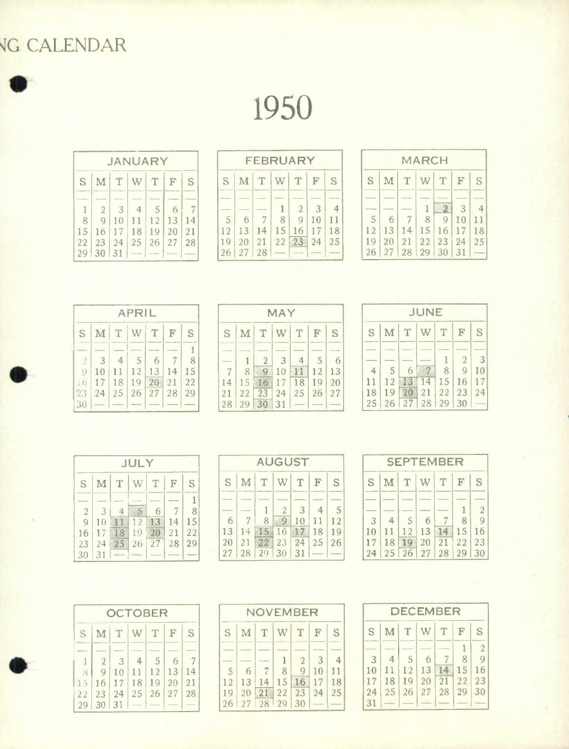# NG CALENDAR

# 1950

### JANUARY

| S | M | T | W | T | F | S |
|---|---|---|---|---|---|---|
| 1 | 2 | 3 | 4 | 5 | 6 | 7 |
| 8 | 9 | 10 | 11 | 12 | 13 | 14 |
| 15 | 16 | 17 | 18 | 19 | 20 | 21 |
| 22 | 23 | 24 | 25 | 26 | 27 | 28 |
| 29 | 30 | 31 | — | — | — | — |

### FEBRUARY

| S | M | T | W | T | F | S |
|---|---|---|---|---|---|---|
| — | — | — | 1 | 2 | 3 | 4 |
| 5 | 6 | 7 | 8 | 9 | 10 | 11 |
| 12 | 13 | 14 | 15 | 16 | 17 | 18 |
| 19 | 20 | 21 | 22 | 23 | 24 | 25 |
| 26 | 27 | 28 | — | — | — | — |

### MARCH

| S | M | T | W | T | F | S |
|---|---|---|---|---|---|---|
| — | — | — | 1 | 2 | 3 | 4 |
| 5 | 6 | 7 | 8 | 9 | 10 | 11 |
| 12 | 13 | 14 | 15 | 16 | 17 | 18 |
| 19 | 20 | 21 | 22 | 23 | 24 | 25 |
| 26 | 27 | 28 | 29 | 30 | 31 | — |

### APRIL

| S | M | T | W | T | F | S |
|---|---|---|---|---|---|---|
| — | — | — | — | — | — | 1 |
| 2 | 3 | 4 | 5 | 6 | 7 | 8 |
| 9 | 10 | 11 | 12 | 13 | 14 | 15 |
| 16 | 17 | 18 | 19 | 20 | 21 | 22 |
| 23 | 24 | 25 | 26 | 27 | 28 | 29 |
| 30 | — | — | — | — | — | — |

### MAY

| S | M | T | W | T | F | S |
|---|---|---|---|---|---|---|
| — | 1 | 2 | 3 | 4 | 5 | 6 |
| 7 | 8 | 9 | 10 | 11 | 12 | 13 |
| 14 | 15 | 16 | 17 | 18 | 19 | 20 |
| 21 | 22 | 23 | 24 | 25 | 26 | 27 |
| 28 | 29 | 30 | 31 | — | — | — |

### JUNE

| S | M | T | W | T | F | S |
|---|---|---|---|---|---|---|
| — | — | — | — | 1 | 2 | 3 |
| 4 | 5 | 6 | 7 | 8 | 9 | 10 |
| 11 | 12 | 13 | 14 | 15 | 16 | 17 |
| 18 | 19 | 20 | 21 | 22 | 23 | 24 |
| 25 | 26 | 27 | 28 | 29 | 30 | — |

### JULY

| S | M | T | W | T | F | S |
|---|---|---|---|---|---|---|
| — | — | — | — | — | — | 1 |
| 2 | 3 | 4 | 5 | 6 | 7 | 8 |
| 9 | 10 | 11 | 12 | 13 | 14 | 15 |
| 16 | 17 | 18 | 19 | 20 | 21 | 22 |
| 23 | 24 | 25 | 26 | 27 | 28 | 29 |
| 30 | 31 | — | — | — | — | — |

### AUGUST

| S | M | T | W | T | F | S |
|---|---|---|---|---|---|---|
| — | — | 1 | 2 | 3 | 4 | 5 |
| 6 | 7 | 8 | 9 | 10 | 11 | 12 |
| 13 | 14 | 15 | 16 | 17 | 18 | 19 |
| 20 | 21 | 22 | 23 | 24 | 25 | 26 |
| 27 | 28 | 29 | 30 | 31 | — | — |

### SEPTEMBER

| S | M | T | W | T | F | S |
|---|---|---|---|---|---|---|
| — | — | — | — | — | 1 | 2 |
| 3 | 4 | 5 | 6 | 7 | 8 | 9 |
| 10 | 11 | 12 | 13 | 14 | 15 | 16 |
| 17 | 18 | 19 | 20 | 21 | 22 | 23 |
| 24 | 25 | 26 | 27 | 28 | 29 | 30 |

### OCTOBER

| S | M | T | W | T | F | S |
|---|---|---|---|---|---|---|
| 1 | 2 | 3 | 4 | 5 | 6 | 7 |
| 8 | 9 | 10 | 11 | 12 | 13 | 14 |
| 15 | 16 | 17 | 18 | 19 | 20 | 21 |
| 22 | 23 | 24 | 25 | 26 | 27 | 28 |
| 29 | 30 | 31 | — | — | — | — |

### NOVEMBER

| S | M | T | W | T | F | S |
|---|---|---|---|---|---|---|
| — | — | — | 1 | 2 | 3 | 4 |
| 5 | 6 | 7 | 8 | 9 | 10 | 11 |
| 12 | 13 | 14 | 15 | 16 | 17 | 18 |
| 19 | 20 | 21 | 22 | 23 | 24 | 25 |
| 26 | 27 | 28 | 29 | 30 | — | — |

### DECEMBER

| S | M | T | W | T | F | S |
|---|---|---|---|---|---|---|
| — | — | — | — | — | 1 | 2 |
| 3 | 4 | 5 | 6 | 7 | 8 | 9 |
| 10 | 11 | 12 | 13 | 14 | 15 | 16 |
| 17 | 18 | 19 | 20 | 21 | 22 | 23 |
| 24 | 25 | 26 | 27 | 28 | 29 | 30 |
| 31 | — | — | — | — | — | — |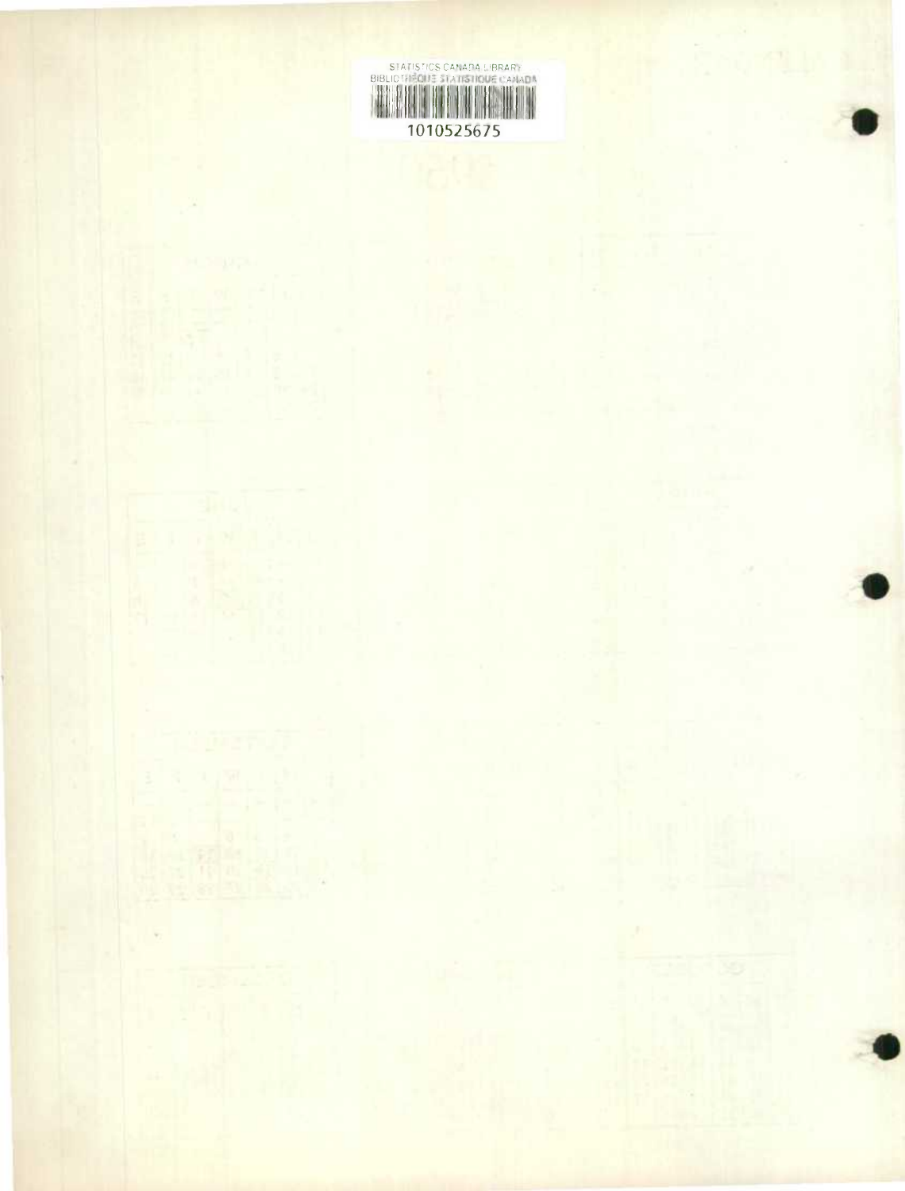STATISTICS CANADA LIBRARY
BIBLIOTHÈQUE STATISTIQUE CANADA

1010525675